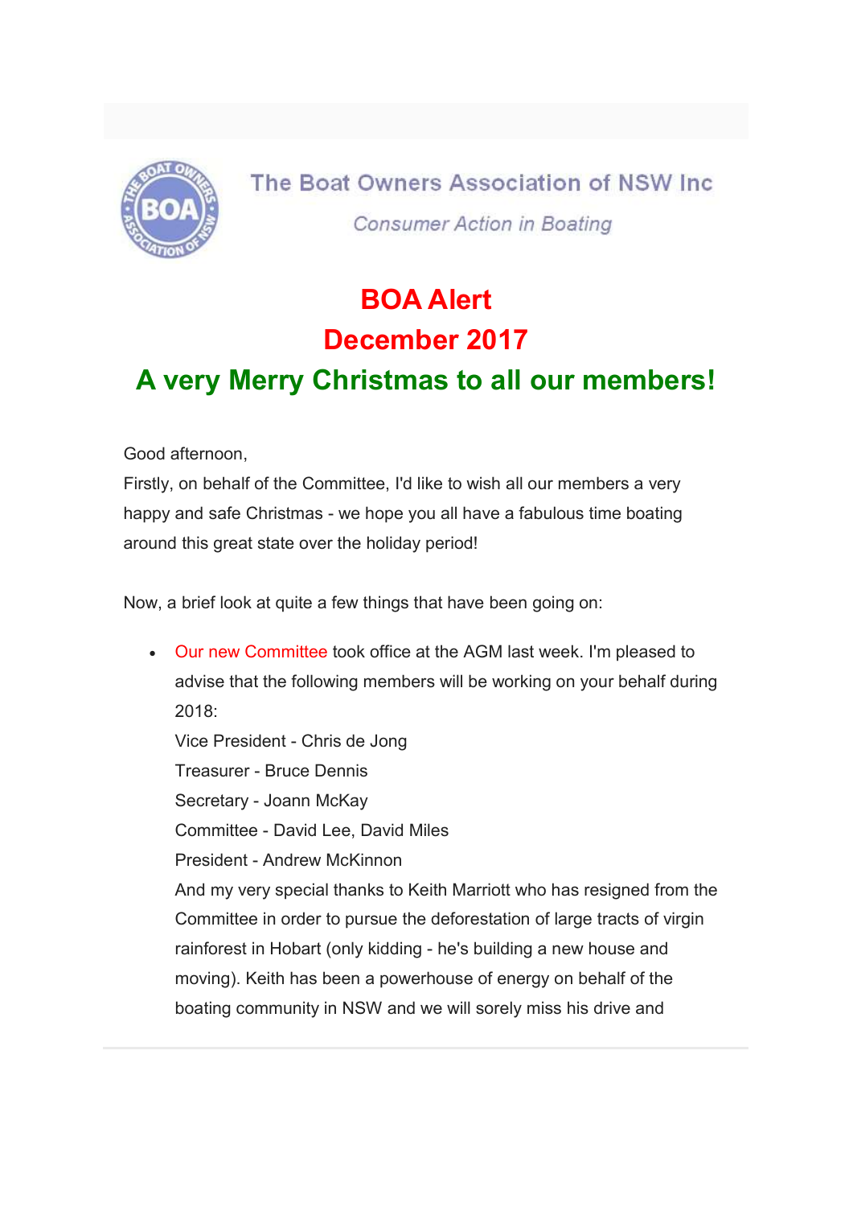The Boat Owners Association of NSW Inc

*Consumer Action in Boating*

# BOA Alert

# December 2017

## A very Merry Christmas to all our members!

Good afternoon,

Firstly, on behalf of the Committee, I'd like to wish all our members a very happy and safe Christmas - we hope you all have a fabulous time boating around this great state over the holiday period!

Now, a brief look at quite a few things that have been going on:

- Our new Committee took office at the AGM last week. I'm pleased to advise that the following members will be working on your behalf during 2018:
  Vice President - Chris de Jong
  Treasurer - Bruce Dennis
  Secretary - Joann McKay
  Committee - David Lee, David Miles
  President - Andrew McKinnon
  And my very special thanks to Keith Marriott who has resigned from the Committee in order to pursue the deforestation of large tracts of virgin rainforest in Hobart (only kidding - he's building a new house and moving). Keith has been a powerhouse of energy on behalf of the boating community in NSW and we will sorely miss his drive and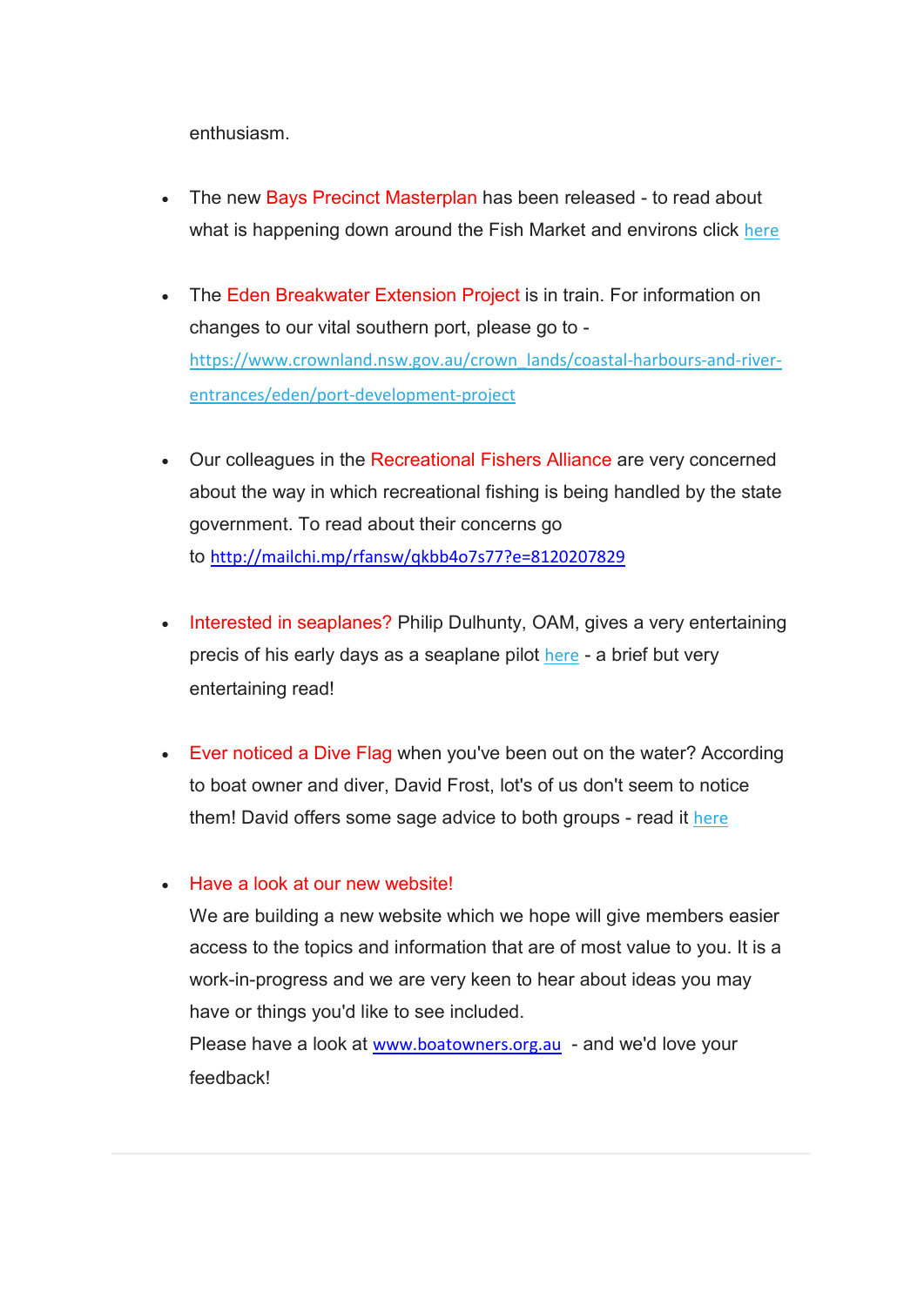enthusiasm.

- The new Bays Precinct Masterplan has been released - to read about what is happening down around the Fish Market and environs click here

- The Eden Breakwater Extension Project is in train. For information on changes to our vital southern port, please go to - https://www.crownland.nsw.gov.au/crown_lands/coastal-harbours-and-river-entrances/eden/port-development-project

- Our colleagues in the Recreational Fishers Alliance are very concerned about the way in which recreational fishing is being handled by the state government. To read about their concerns go to http://mailchi.mp/rfansw/qkbb4o7s77?e=8120207829

- Interested in seaplanes? Philip Dulhunty, OAM, gives a very entertaining precis of his early days as a seaplane pilot here - a brief but very entertaining read!

- Ever noticed a Dive Flag when you've been out on the water? According to boat owner and diver, David Frost, lot's of us don't seem to notice them! David offers some sage advice to both groups - read it here

- Have a look at our new website!
  We are building a new website which we hope will give members easier access to the topics and information that are of most value to you. It is a work-in-progress and we are very keen to hear about ideas you may have or things you'd like to see included.
  Please have a look at www.boatowners.org.au - and we'd love your feedback!

---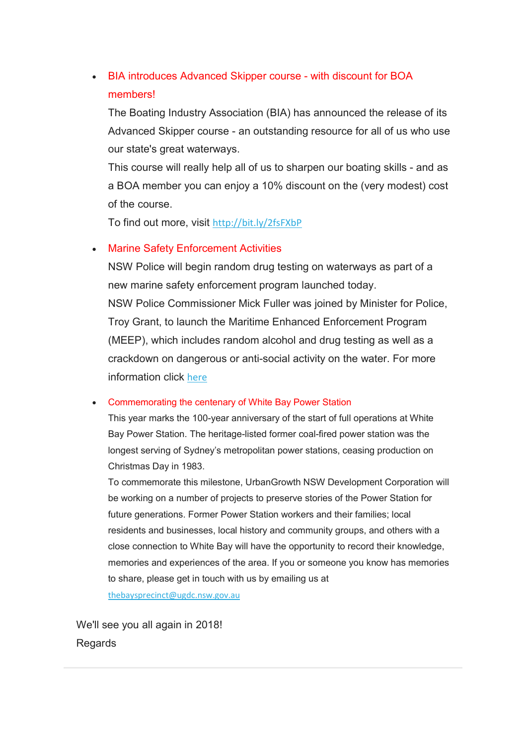- **BIA introduces Advanced Skipper course - with discount for BOA members!**
  The Boating Industry Association (BIA) has announced the release of its Advanced Skipper course - an outstanding resource for all of us who use our state's great waterways.
  This course will really help all of us to sharpen our boating skills - and as a BOA member you can enjoy a 10% discount on the (very modest) cost of the course.
  To find out more, visit http://bit.ly/2fsFXbP

- **Marine Safety Enforcement Activities**
  NSW Police will begin random drug testing on waterways as part of a new marine safety enforcement program launched today.
  NSW Police Commissioner Mick Fuller was joined by Minister for Police, Troy Grant, to launch the Maritime Enhanced Enforcement Program (MEEP), which includes random alcohol and drug testing as well as a crackdown on dangerous or anti-social activity on the water. For more information click here

- **Commemorating the centenary of White Bay Power Station**
  This year marks the 100-year anniversary of the start of full operations at White Bay Power Station. The heritage-listed former coal-fired power station was the longest serving of Sydney's metropolitan power stations, ceasing production on Christmas Day in 1983.
  To commemorate this milestone, UrbanGrowth NSW Development Corporation will be working on a number of projects to preserve stories of the Power Station for future generations. Former Power Station workers and their families; local residents and businesses, local history and community groups, and others with a close connection to White Bay will have the opportunity to record their knowledge, memories and experiences of the area. If you or someone you know has memories to share, please get in touch with us by emailing us at thebaysprecinct@ugdc.nsw.gov.au

We'll see you all again in 2018!
Regards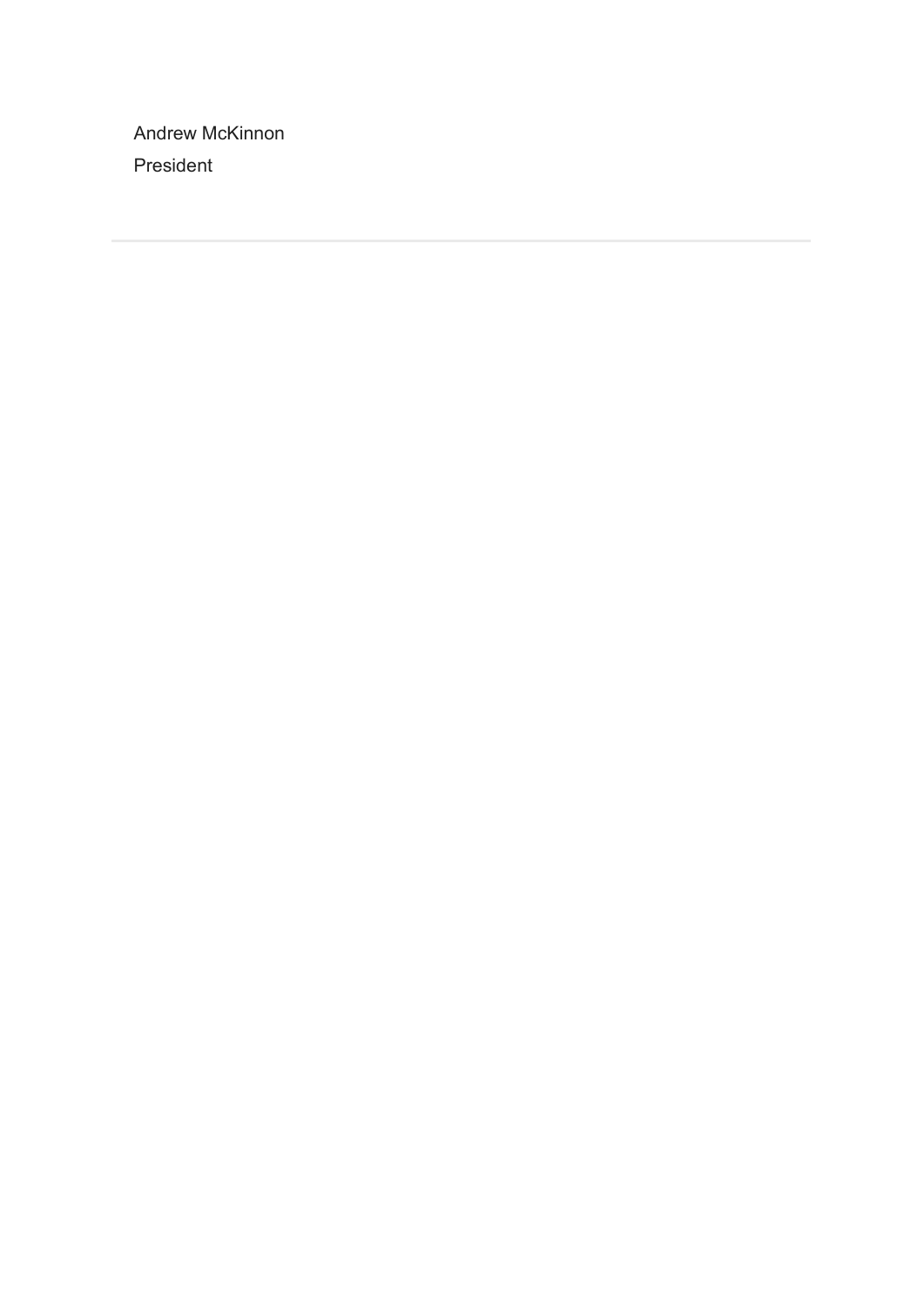Andrew McKinnon

President

---